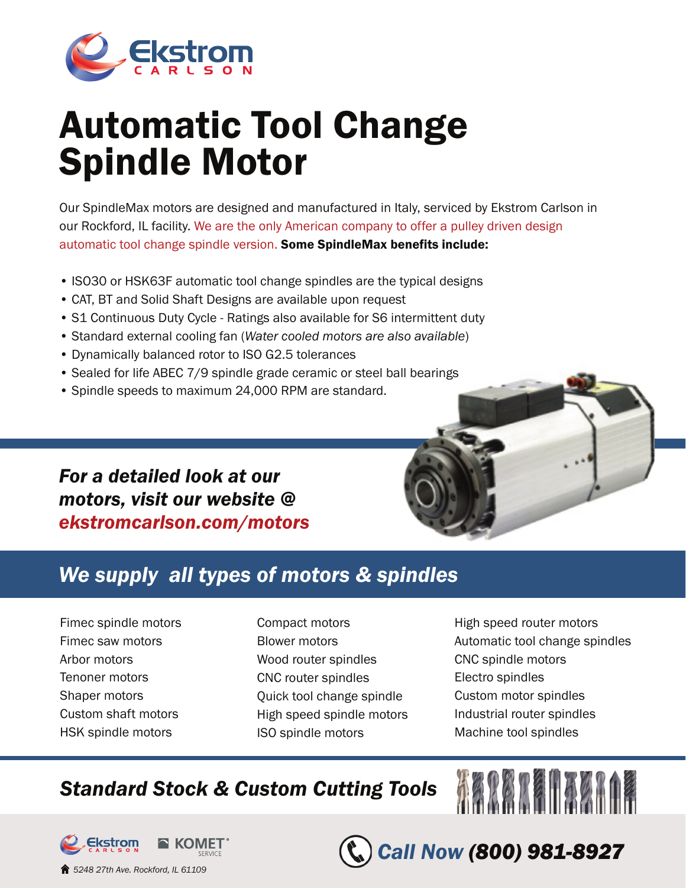# Automatic Tool Change Spindle Motor

Our SpindleMax motors are designed and manufactured in Italy, serviced by Ekstrom Carlson in our Rockford, IL facility. We are the only American company to offer a pulley driven design automatic tool change spindle version. **Some SpindleMax benefits include:**

- ISO30 or HSK63F automatic tool change spindles are the typical designs
- CAT, BT and Solid Shaft Designs are available upon request
- S1 Continuous Duty Cycle - Ratings also available for S6 intermittent duty
- Standard external cooling fan (*Water cooled motors are also available*)
- Dynamically balanced rotor to ISO G2.5 tolerances
- Sealed for life ABEC 7/9 spindle grade ceramic or steel ball bearings
- Spindle speeds to maximum 24,000 RPM are standard.

***For a detailed look at our motors, visit our website @ ekstromcarlson.com/motors***

## *We supply all types of motors & spindles*

- Fimec spindle motors
- Fimec saw motors
- Arbor motors
- Tenoner motors
- Shaper motors
- Custom shaft motors
- HSK spindle motors
- Compact motors
- Blower motors
- Wood router spindles
- CNC router spindles
- Quick tool change spindle
- High speed spindle motors
- ISO spindle motors
- High speed router motors
- Automatic tool change spindles
- CNC spindle motors
- Electro spindles
- Custom motor spindles
- Industrial router spindles
- Machine tool spindles

## *Standard Stock & Custom Cutting Tools*

Ekstrom Carlson | KOMET SERVICE

*5248 27th Ave. Rockford, IL 61109*

***Call Now (800) 981-8927***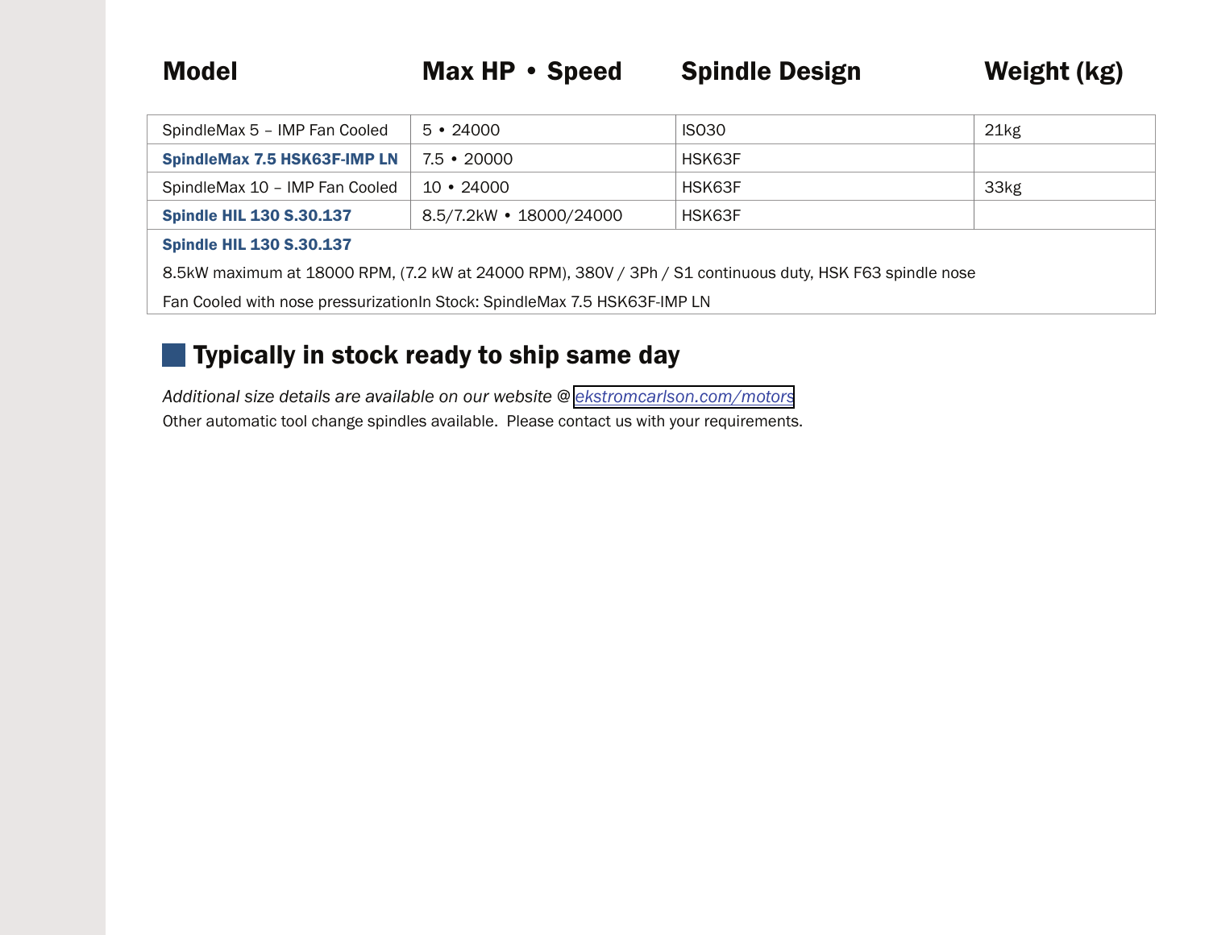| Model | Max HP • Speed | Spindle Design | Weight (kg) |
|---|---|---|---|
| SpindleMax 5 – IMP Fan Cooled | 5 • 24000 | ISO30 | 21kg |
| **SpindleMax 7.5 HSK63F-IMP LN** | 7.5 • 20000 | HSK63F | |
| SpindleMax 10 – IMP Fan Cooled | 10 • 24000 | HSK63F | 33kg |
| **Spindle HIL 130 S.30.137** | 8.5/7.2kW • 18000/24000 | HSK63F | |

**Spindle HIL 130 S.30.137**

8.5kW maximum at 18000 RPM, (7.2 kW at 24000 RPM), 380V / 3Ph / S1 continuous duty, HSK F63 spindle nose

Fan Cooled with nose pressurizationIn Stock: SpindleMax 7.5 HSK63F-IMP LN

## Typically in stock ready to ship same day

*Additional size details are available on our website @ ekstromcarlson.com/motors*

Other automatic tool change spindles available. Please contact us with your requirements.